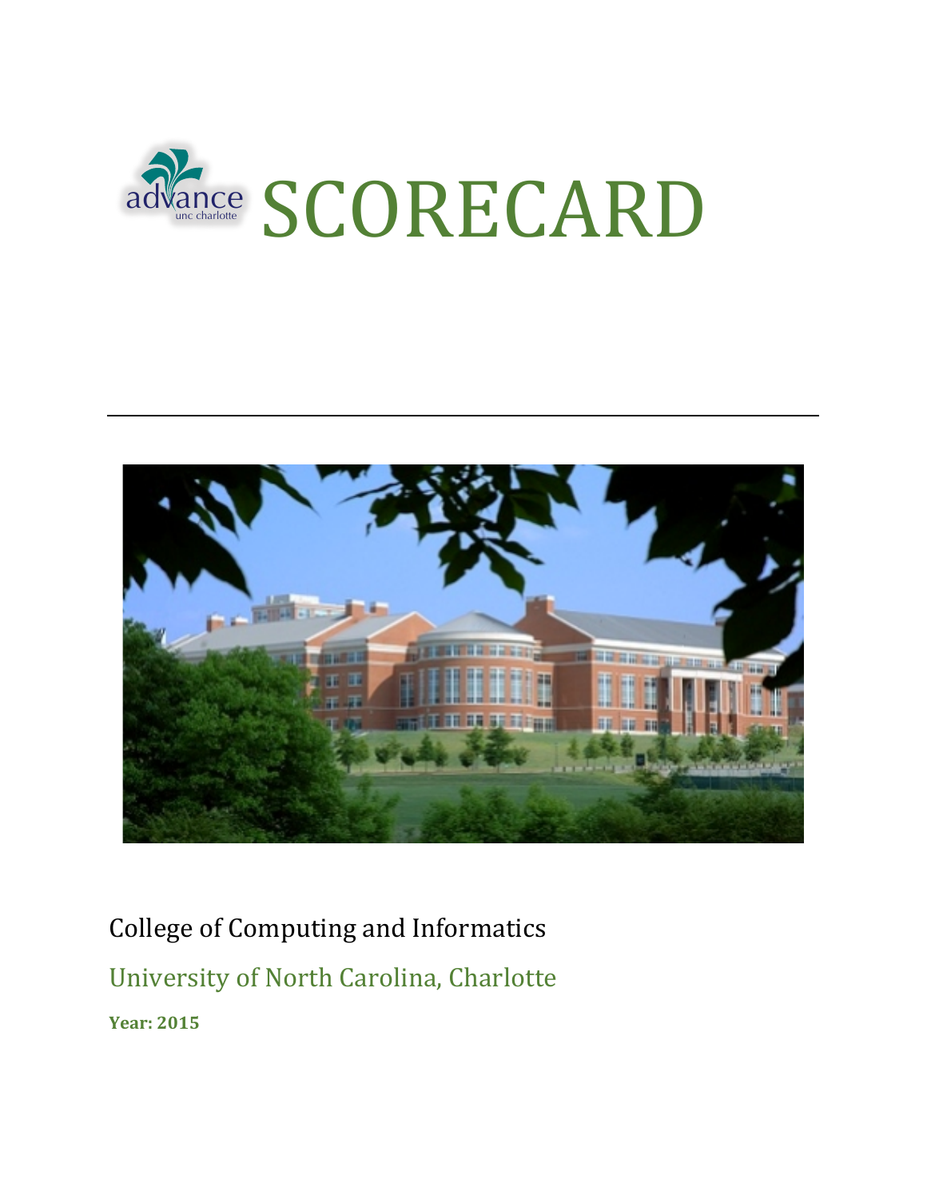# advance unc charlotte SCORECARD

---

College of Computing and Informatics

University of North Carolina, Charlotte

**Year: 2015**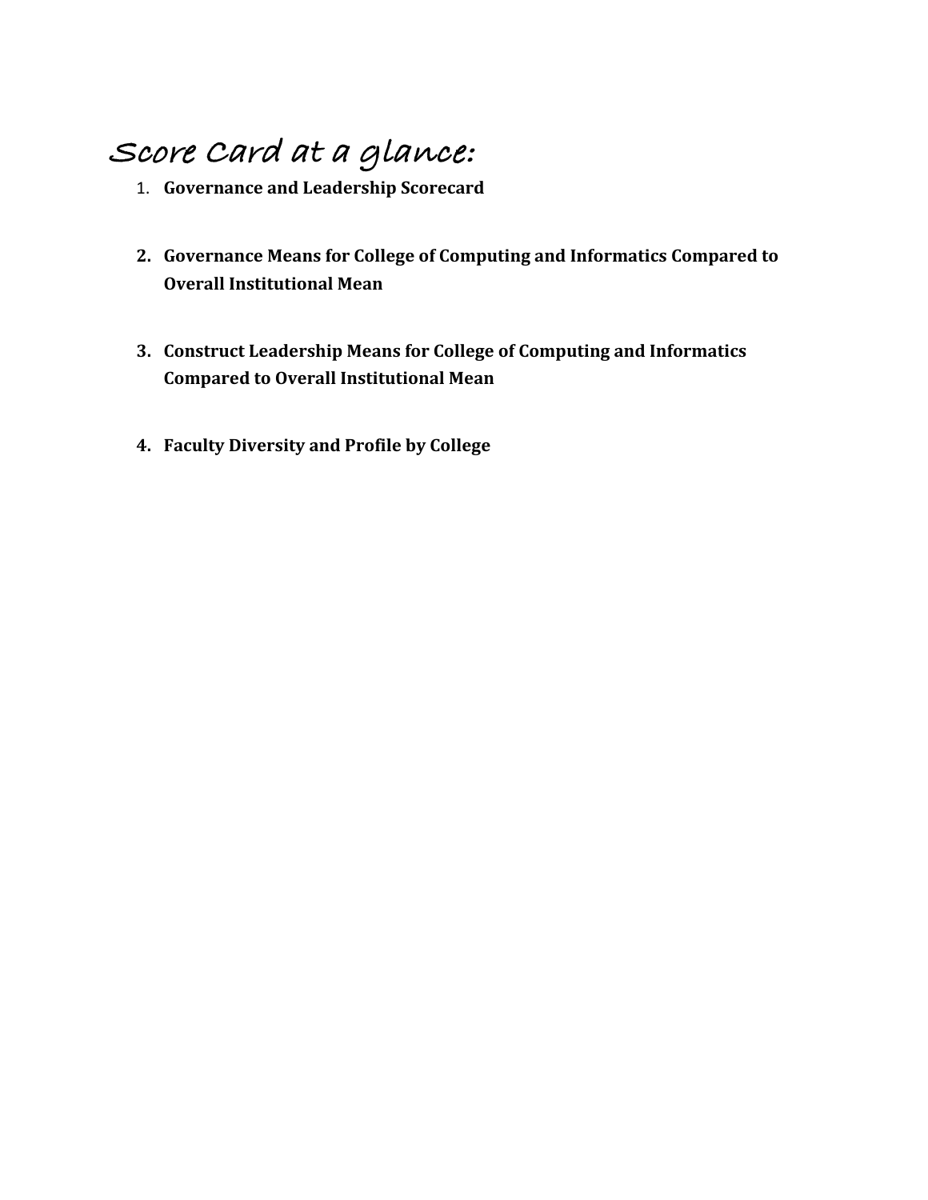# Score Card at a glance:

1. **Governance and Leadership Scorecard**

2. **Governance Means for College of Computing and Informatics Compared to Overall Institutional Mean**

3. **Construct Leadership Means for College of Computing and Informatics Compared to Overall Institutional Mean**

4. **Faculty Diversity and Profile by College**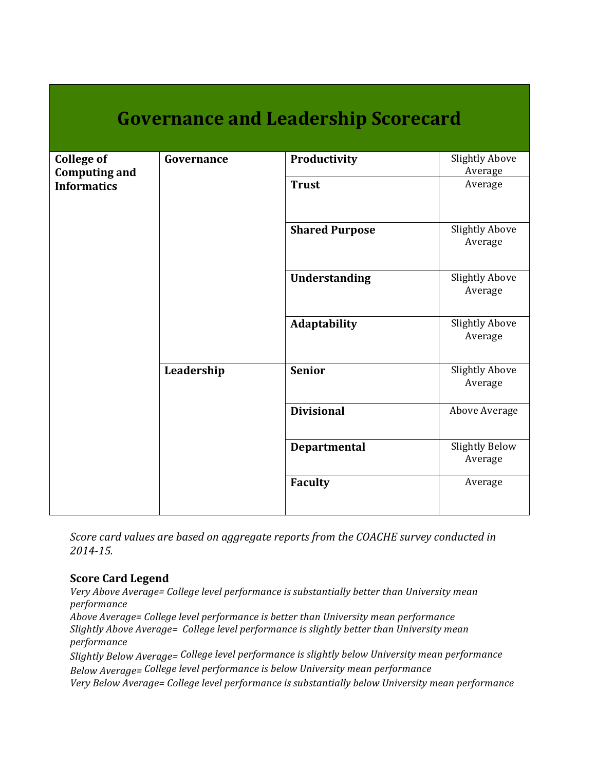# Governance and Leadership Scorecard

| | | | |
|---|---|---|---|
| **College of Computing and Informatics** | **Governance** | **Productivity** | Slightly Above Average |
| | | **Trust** | Average |
| | | **Shared Purpose** | Slightly Above Average |
| | | **Understanding** | Slightly Above Average |
| | | **Adaptability** | Slightly Above Average |
| | **Leadership** | **Senior** | Slightly Above Average |
| | | **Divisional** | Above Average |
| | | **Departmental** | Slightly Below Average |
| | | **Faculty** | Average |

*Score card values are based on aggregate reports from the COACHE survey conducted in 2014-15.*

**Score Card Legend**

*Very Above Average= College level performance is substantially better than University mean performance*

*Above Average= College level performance is better than University mean performance*

*Slightly Above Average= College level performance is slightly better than University mean performance*

*Slightly Below Average= College level performance is slightly below University mean performance*

*Below Average= College level performance is below University mean performance*

*Very Below Average= College level performance is substantially below University mean performance*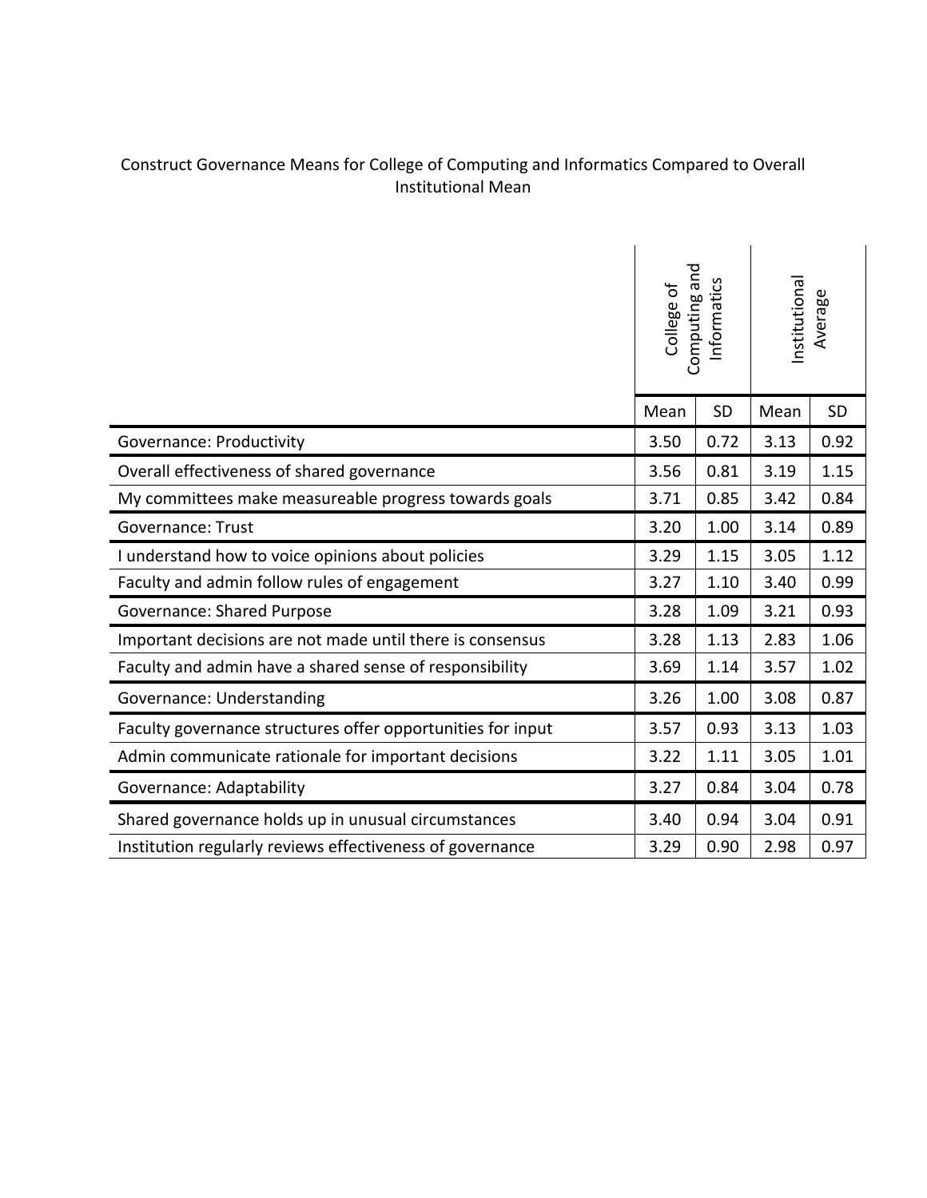Construct Governance Means for College of Computing and Informatics Compared to Overall Institutional Mean

| | College of Computing and Informatics | | Institutional Average | |
|---|---|---|---|---|
| | Mean | SD | Mean | SD |
| Governance: Productivity | 3.50 | 0.72 | 3.13 | 0.92 |
| Overall effectiveness of shared governance | 3.56 | 0.81 | 3.19 | 1.15 |
| My committees make measureable progress towards goals | 3.71 | 0.85 | 3.42 | 0.84 |
| Governance: Trust | 3.20 | 1.00 | 3.14 | 0.89 |
| I understand how to voice opinions about policies | 3.29 | 1.15 | 3.05 | 1.12 |
| Faculty and admin follow rules of engagement | 3.27 | 1.10 | 3.40 | 0.99 |
| Governance: Shared Purpose | 3.28 | 1.09 | 3.21 | 0.93 |
| Important decisions are not made until there is consensus | 3.28 | 1.13 | 2.83 | 1.06 |
| Faculty and admin have a shared sense of responsibility | 3.69 | 1.14 | 3.57 | 1.02 |
| Governance: Understanding | 3.26 | 1.00 | 3.08 | 0.87 |
| Faculty governance structures offer opportunities for input | 3.57 | 0.93 | 3.13 | 1.03 |
| Admin communicate rationale for important decisions | 3.22 | 1.11 | 3.05 | 1.01 |
| Governance: Adaptability | 3.27 | 0.84 | 3.04 | 0.78 |
| Shared governance holds up in unusual circumstances | 3.40 | 0.94 | 3.04 | 0.91 |
| Institution regularly reviews effectiveness of governance | 3.29 | 0.90 | 2.98 | 0.97 |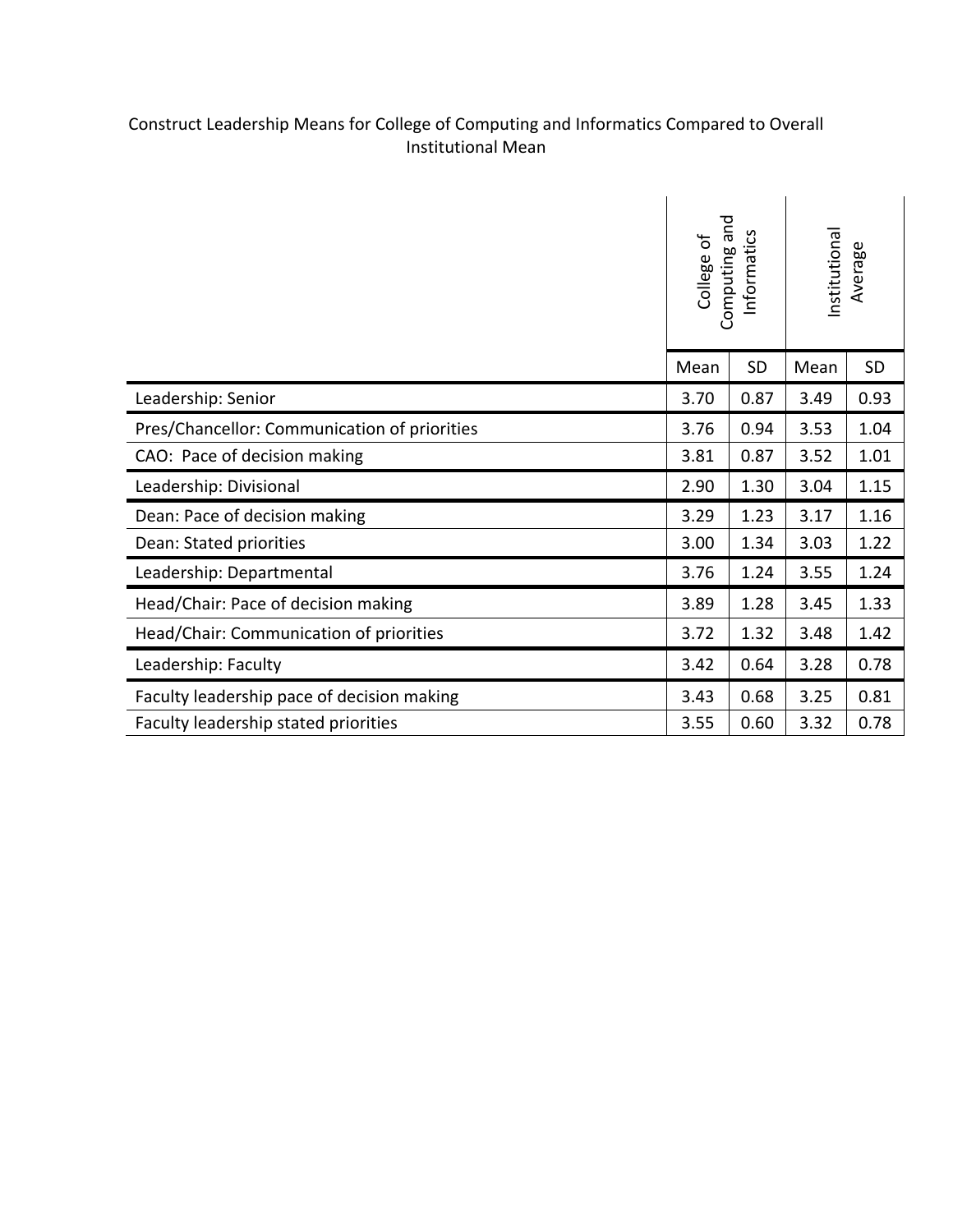Construct Leadership Means for College of Computing and Informatics Compared to Overall Institutional Mean

| | College of Computing and Informatics | | Institutional Average | |
|---|---|---|---|---|
| | Mean | SD | Mean | SD |
| Leadership: Senior | 3.70 | 0.87 | 3.49 | 0.93 |
| Pres/Chancellor: Communication of priorities | 3.76 | 0.94 | 3.53 | 1.04 |
| CAO: Pace of decision making | 3.81 | 0.87 | 3.52 | 1.01 |
| Leadership: Divisional | 2.90 | 1.30 | 3.04 | 1.15 |
| Dean: Pace of decision making | 3.29 | 1.23 | 3.17 | 1.16 |
| Dean: Stated priorities | 3.00 | 1.34 | 3.03 | 1.22 |
| Leadership: Departmental | 3.76 | 1.24 | 3.55 | 1.24 |
| Head/Chair: Pace of decision making | 3.89 | 1.28 | 3.45 | 1.33 |
| Head/Chair: Communication of priorities | 3.72 | 1.32 | 3.48 | 1.42 |
| Leadership: Faculty | 3.42 | 0.64 | 3.28 | 0.78 |
| Faculty leadership pace of decision making | 3.43 | 0.68 | 3.25 | 0.81 |
| Faculty leadership stated priorities | 3.55 | 0.60 | 3.32 | 0.78 |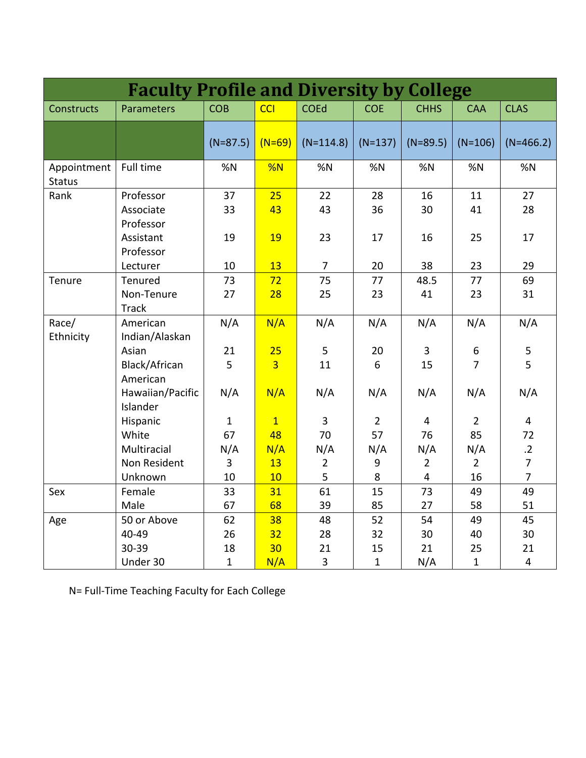# Faculty Profile and Diversity by College

| Constructs | Parameters | COB | CCI | COEd | COE | CHHS | CAA | CLAS |
|---|---|---|---|---|---|---|---|---|
| | | (N=87.5) | (N=69) | (N=114.8) | (N=137) | (N=89.5) | (N=106) | (N=466.2) |
| Appointment Status | Full time | %N | %N | %N | %N | %N | %N | %N |
| Rank | Professor | 37 | 25 | 22 | 28 | 16 | 11 | 27 |
| | Associate Professor | 33 | 43 | 43 | 36 | 30 | 41 | 28 |
| | Assistant Professor | 19 | 19 | 23 | 17 | 16 | 25 | 17 |
| | Lecturer | 10 | 13 | 7 | 20 | 38 | 23 | 29 |
| Tenure | Tenured | 73 | 72 | 75 | 77 | 48.5 | 77 | 69 |
| | Non-Tenure Track | 27 | 28 | 25 | 23 | 41 | 23 | 31 |
| Race/ Ethnicity | American Indian/Alaskan | N/A | N/A | N/A | N/A | N/A | N/A | N/A |
| | Asian | 21 | 25 | 5 | 20 | 3 | 6 | 5 |
| | Black/African American | 5 | 3 | 11 | 6 | 15 | 7 | 5 |
| | Hawaiian/Pacific Islander | N/A | N/A | N/A | N/A | N/A | N/A | N/A |
| | Hispanic | 1 | 1 | 3 | 2 | 4 | 2 | 4 |
| | White | 67 | 48 | 70 | 57 | 76 | 85 | 72 |
| | Multiracial | N/A | N/A | N/A | N/A | N/A | N/A | .2 |
| | Non Resident | 3 | 13 | 2 | 9 | 2 | 2 | 7 |
| | Unknown | 10 | 10 | 5 | 8 | 4 | 16 | 7 |
| Sex | Female | 33 | 31 | 61 | 15 | 73 | 49 | 49 |
| | Male | 67 | 68 | 39 | 85 | 27 | 58 | 51 |
| Age | 50 or Above | 62 | 38 | 48 | 52 | 54 | 49 | 45 |
| | 40-49 | 26 | 32 | 28 | 32 | 30 | 40 | 30 |
| | 30-39 | 18 | 30 | 21 | 15 | 21 | 25 | 21 |
| | Under 30 | 1 | N/A | 3 | 1 | N/A | 1 | 4 |

N= Full-Time Teaching Faculty for Each College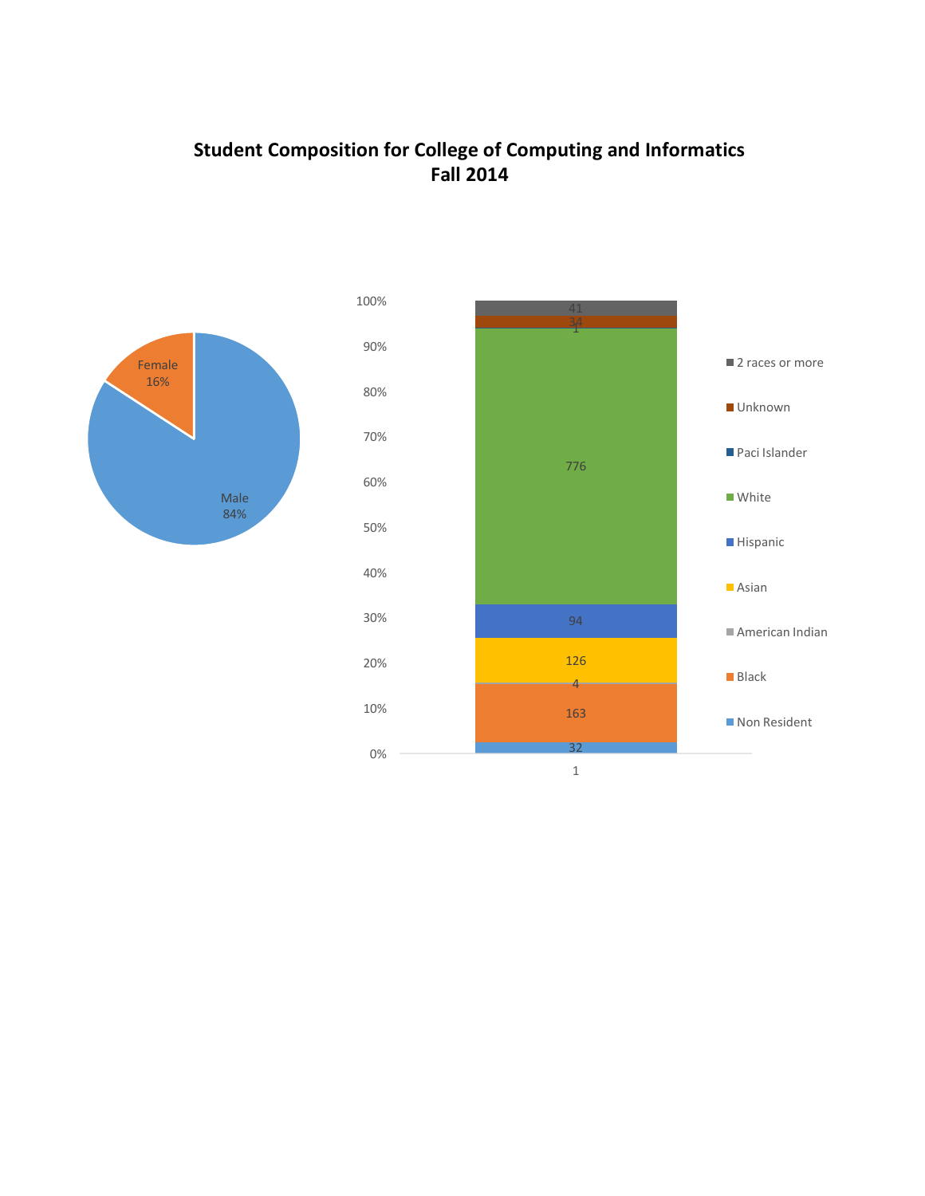**Student Composition for College of Computing and Informatics**
**Fall 2014**

Female
16%

Male
84%

100%
90%
80%
70%
60%
50%
40%
30%
20%
10%
0%

41
34
1
776
94
126
4
163
32

1

2 races or more
Unknown
Paci Islander
White
Hispanic
Asian
American Indian
Black
Non Resident